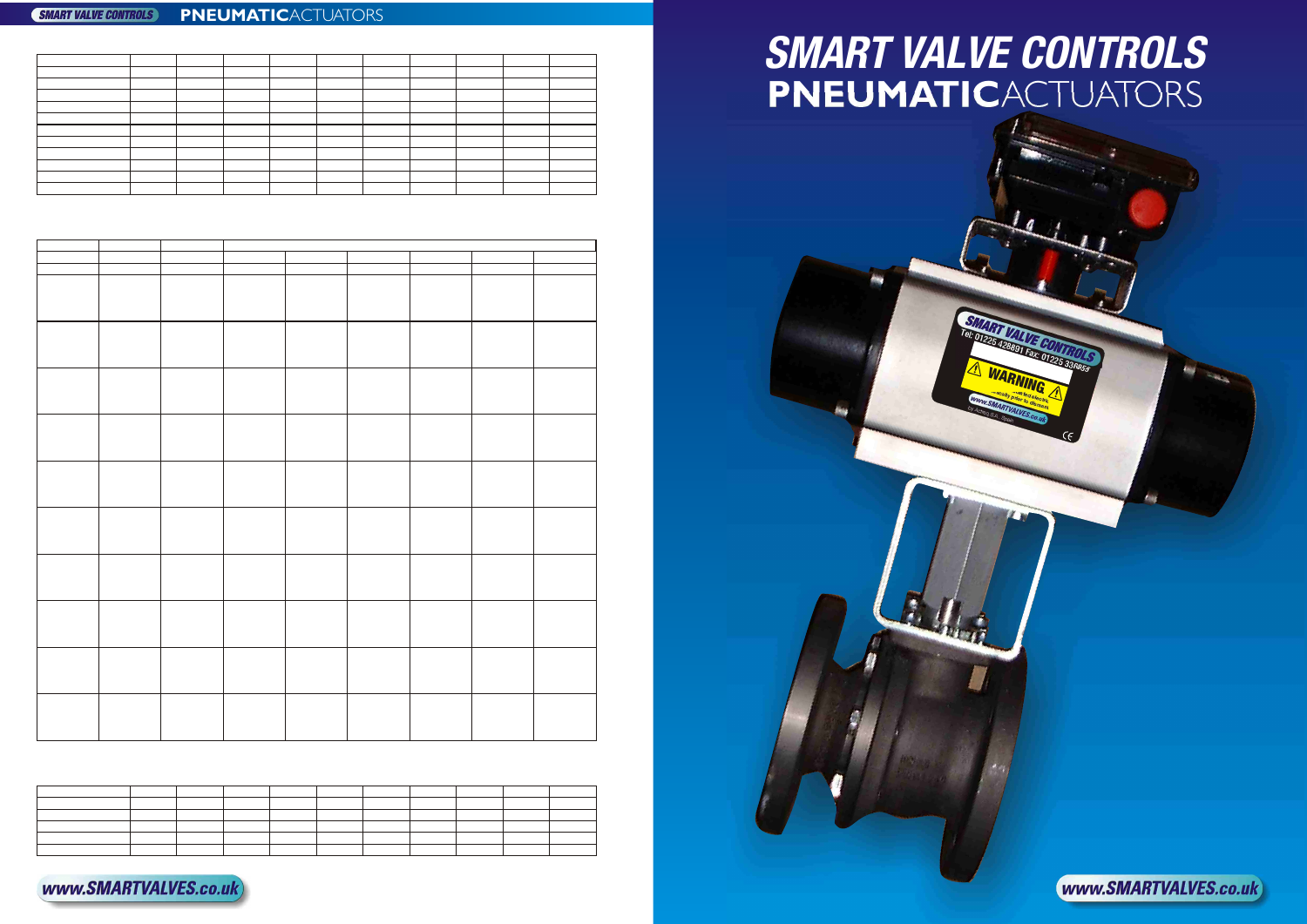# SMART VALVE CONTROLS

## PNEUMATICACTUATORS

| | | | | | | | | | | |
|---|---|---|---|---|---|---|---|---|---|---|
| | | | | | | | | | | |
| | | | | | | | | | | |
| | | | | | | | | | | |
| | | | | | | | | | | |
| | | | | | | | | | | |
| | | | | | | | | | | |
| | | | | | | | | | | |
| | | | | | | | | | | |
| | | | | | | | | | | |
| | | | | | | | | | | |
| | | | | | | | | | | |

| | | | | | | | | |
|---|---|---|---|---|---|---|---|---|
| | | | | | | | | |
| | | | | | | | | |
| | | | | | | | | |
| | | | | | | | | |
| | | | | | | | | |
| | | | | | | | | |
| | | | | | | | | |
| | | | | | | | | |
| | | | | | | | | |
| | | | | | | | | |

| | | | | | | | | | | |
|---|---|---|---|---|---|---|---|---|---|---|
| | | | | | | | | | | |
| | | | | | | | | | | |
| | | | | | | | | | | |
| | | | | | | | | | | |
| | | | | | | | | | | |

www.SMARTVALVES.co.uk

SMART VALVE CONTROLS
Tel: 01225 428891 Fax: 01225 336853
WARNING
www.SMARTVALVES.co.uk

www.SMARTVALVES.co.uk